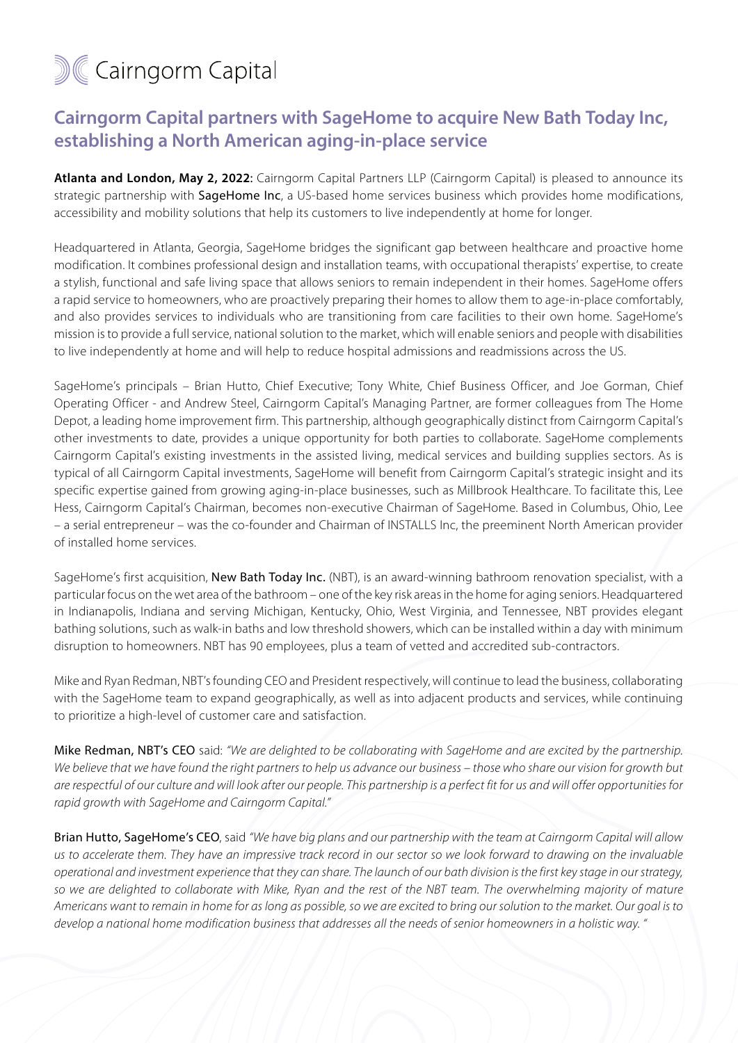Cairngorm Capital

# Cairngorm Capital partners with SageHome to acquire New Bath Today Inc, establishing a North American aging-in-place service

**Atlanta and London, May 2, 2022:** Cairngorm Capital Partners LLP (Cairngorm Capital) is pleased to announce its strategic partnership with SageHome Inc, a US-based home services business which provides home modifications, accessibility and mobility solutions that help its customers to live independently at home for longer.

Headquartered in Atlanta, Georgia, SageHome bridges the significant gap between healthcare and proactive home modification. It combines professional design and installation teams, with occupational therapists' expertise, to create a stylish, functional and safe living space that allows seniors to remain independent in their homes. SageHome offers a rapid service to homeowners, who are proactively preparing their homes to allow them to age-in-place comfortably, and also provides services to individuals who are transitioning from care facilities to their own home. SageHome's mission is to provide a full service, national solution to the market, which will enable seniors and people with disabilities to live independently at home and will help to reduce hospital admissions and readmissions across the US.

SageHome's principals – Brian Hutto, Chief Executive; Tony White, Chief Business Officer, and Joe Gorman, Chief Operating Officer - and Andrew Steel, Cairngorm Capital's Managing Partner, are former colleagues from The Home Depot, a leading home improvement firm. This partnership, although geographically distinct from Cairngorm Capital's other investments to date, provides a unique opportunity for both parties to collaborate. SageHome complements Cairngorm Capital's existing investments in the assisted living, medical services and building supplies sectors. As is typical of all Cairngorm Capital investments, SageHome will benefit from Cairngorm Capital's strategic insight and its specific expertise gained from growing aging-in-place businesses, such as Millbrook Healthcare. To facilitate this, Lee Hess, Cairngorm Capital's Chairman, becomes non-executive Chairman of SageHome. Based in Columbus, Ohio, Lee – a serial entrepreneur – was the co-founder and Chairman of INSTALLS Inc, the preeminent North American provider of installed home services.

SageHome's first acquisition, New Bath Today Inc. (NBT), is an award-winning bathroom renovation specialist, with a particular focus on the wet area of the bathroom – one of the key risk areas in the home for aging seniors. Headquartered in Indianapolis, Indiana and serving Michigan, Kentucky, Ohio, West Virginia, and Tennessee, NBT provides elegant bathing solutions, such as walk-in baths and low threshold showers, which can be installed within a day with minimum disruption to homeowners. NBT has 90 employees, plus a team of vetted and accredited sub-contractors.

Mike and Ryan Redman, NBT's founding CEO and President respectively, will continue to lead the business, collaborating with the SageHome team to expand geographically, as well as into adjacent products and services, while continuing to prioritize a high-level of customer care and satisfaction.

Mike Redman, NBT's CEO said: *"We are delighted to be collaborating with SageHome and are excited by the partnership. We believe that we have found the right partners to help us advance our business – those who share our vision for growth but are respectful of our culture and will look after our people. This partnership is a perfect fit for us and will offer opportunities for rapid growth with SageHome and Cairngorm Capital."*

Brian Hutto, SageHome's CEO, said *"We have big plans and our partnership with the team at Cairngorm Capital will allow us to accelerate them. They have an impressive track record in our sector so we look forward to drawing on the invaluable operational and investment experience that they can share. The launch of our bath division is the first key stage in our strategy, so we are delighted to collaborate with Mike, Ryan and the rest of the NBT team. The overwhelming majority of mature Americans want to remain in home for as long as possible, so we are excited to bring our solution to the market. Our goal is to develop a national home modification business that addresses all the needs of senior homeowners in a holistic way. "*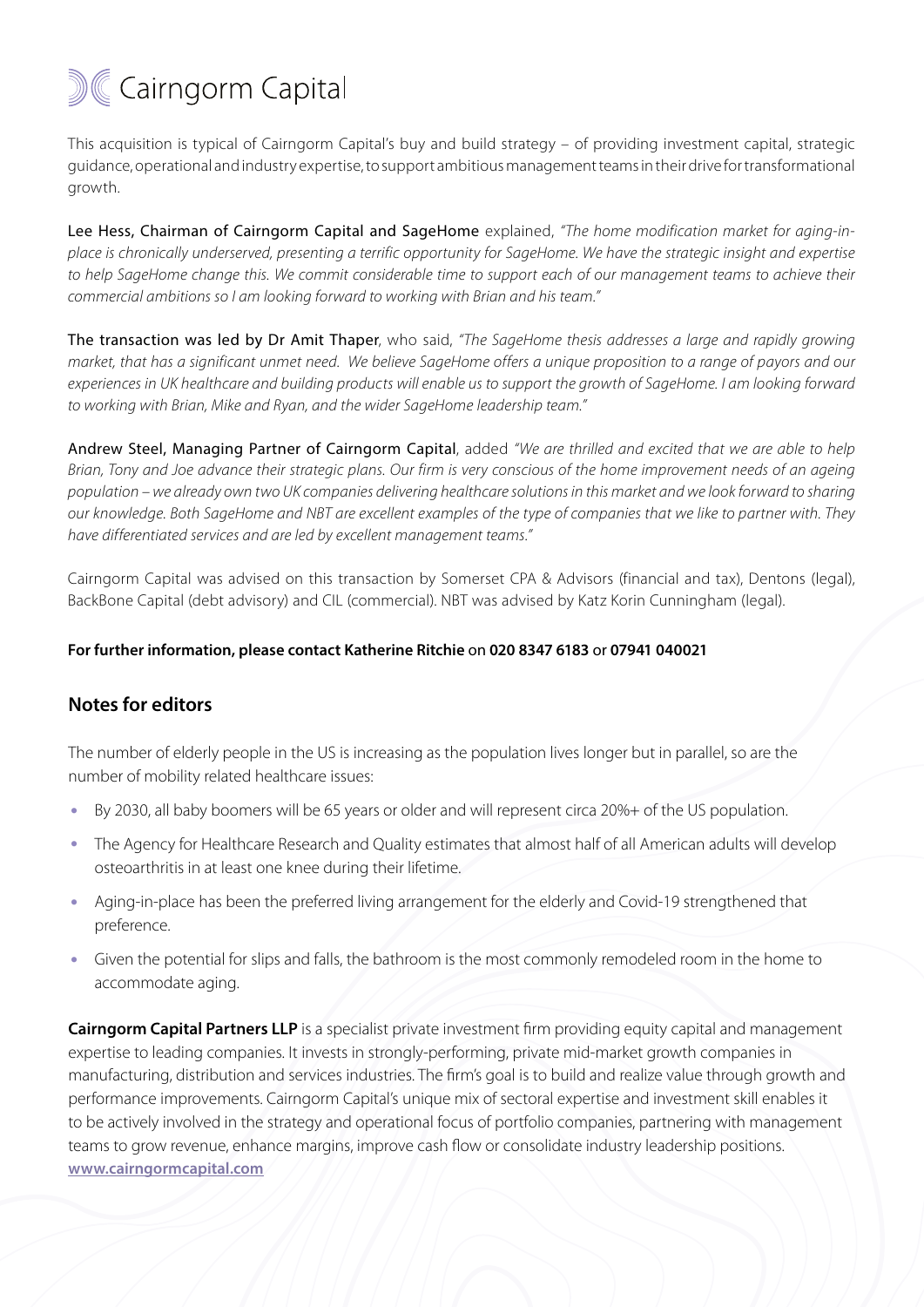This acquisition is typical of Cairngorm Capital's buy and build strategy – of providing investment capital, strategic guidance, operational and industry expertise, to support ambitious management teams in their drive for transformational growth.

Lee Hess, Chairman of Cairngorm Capital and SageHome explained, *"The home modification market for aging-in-place is chronically underserved, presenting a terrific opportunity for SageHome. We have the strategic insight and expertise to help SageHome change this. We commit considerable time to support each of our management teams to achieve their commercial ambitions so I am looking forward to working with Brian and his team."*

The transaction was led by Dr Amit Thaper, who said, *"The SageHome thesis addresses a large and rapidly growing market, that has a significant unmet need. We believe SageHome offers a unique proposition to a range of payors and our experiences in UK healthcare and building products will enable us to support the growth of SageHome. I am looking forward to working with Brian, Mike and Ryan, and the wider SageHome leadership team."*

Andrew Steel, Managing Partner of Cairngorm Capital, added *"We are thrilled and excited that we are able to help Brian, Tony and Joe advance their strategic plans. Our firm is very conscious of the home improvement needs of an ageing population – we already own two UK companies delivering healthcare solutions in this market and we look forward to sharing our knowledge. Both SageHome and NBT are excellent examples of the type of companies that we like to partner with. They have differentiated services and are led by excellent management teams."*

Cairngorm Capital was advised on this transaction by Somerset CPA & Advisors (financial and tax), Dentons (legal), BackBone Capital (debt advisory) and CIL (commercial). NBT was advised by Katz Korin Cunningham (legal).

**For further information, please contact Katherine Ritchie on 020 8347 6183 or 07941 040021**

## Notes for editors

The number of elderly people in the US is increasing as the population lives longer but in parallel, so are the number of mobility related healthcare issues:

- By 2030, all baby boomers will be 65 years or older and will represent circa 20%+ of the US population.
- The Agency for Healthcare Research and Quality estimates that almost half of all American adults will develop osteoarthritis in at least one knee during their lifetime.
- Aging-in-place has been the preferred living arrangement for the elderly and Covid-19 strengthened that preference.
- Given the potential for slips and falls, the bathroom is the most commonly remodeled room in the home to accommodate aging.

**Cairngorm Capital Partners LLP** is a specialist private investment firm providing equity capital and management expertise to leading companies. It invests in strongly-performing, private mid-market growth companies in manufacturing, distribution and services industries. The firm's goal is to build and realize value through growth and performance improvements. Cairngorm Capital's unique mix of sectoral expertise and investment skill enables it to be actively involved in the strategy and operational focus of portfolio companies, partnering with management teams to grow revenue, enhance margins, improve cash flow or consolidate industry leadership positions. **www.cairngormcapital.com**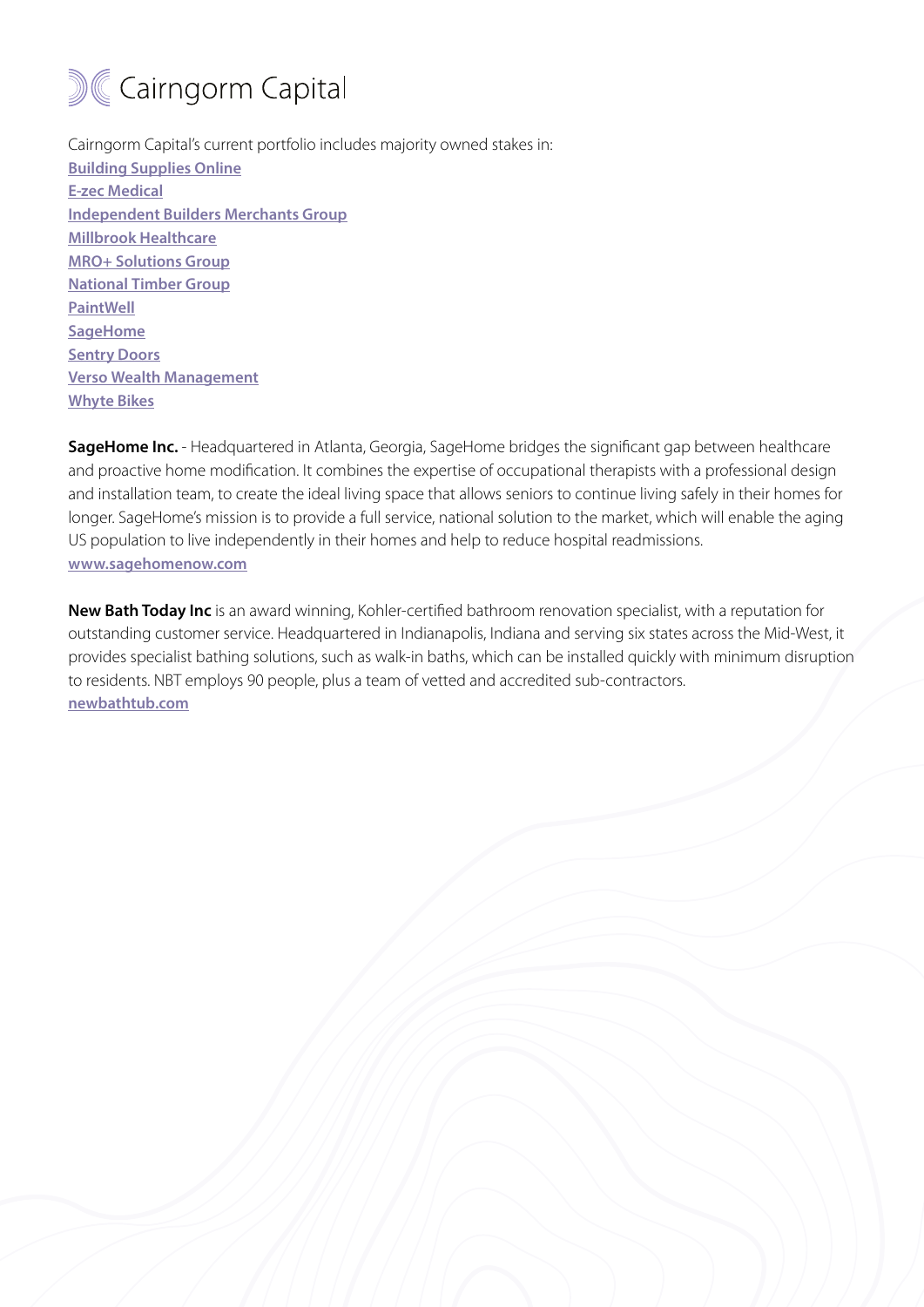# Cairngorm Capital

Cairngorm Capital's current portfolio includes majority owned stakes in:

**Building Supplies Online**
**E-zec Medical**
**Independent Builders Merchants Group**
**Millbrook Healthcare**
**MRO+ Solutions Group**
**National Timber Group**
**PaintWell**
**SageHome**
**Sentry Doors**
**Verso Wealth Management**
**Whyte Bikes**

**SageHome Inc.** - Headquartered in Atlanta, Georgia, SageHome bridges the significant gap between healthcare and proactive home modification. It combines the expertise of occupational therapists with a professional design and installation team, to create the ideal living space that allows seniors to continue living safely in their homes for longer. SageHome's mission is to provide a full service, national solution to the market, which will enable the aging US population to live independently in their homes and help to reduce hospital readmissions.
**www.sagehomenow.com**

**New Bath Today Inc** is an award winning, Kohler-certified bathroom renovation specialist, with a reputation for outstanding customer service. Headquartered in Indianapolis, Indiana and serving six states across the Mid-West, it provides specialist bathing solutions, such as walk-in baths, which can be installed quickly with minimum disruption to residents. NBT employs 90 people, plus a team of vetted and accredited sub-contractors.
**newbathtub.com**